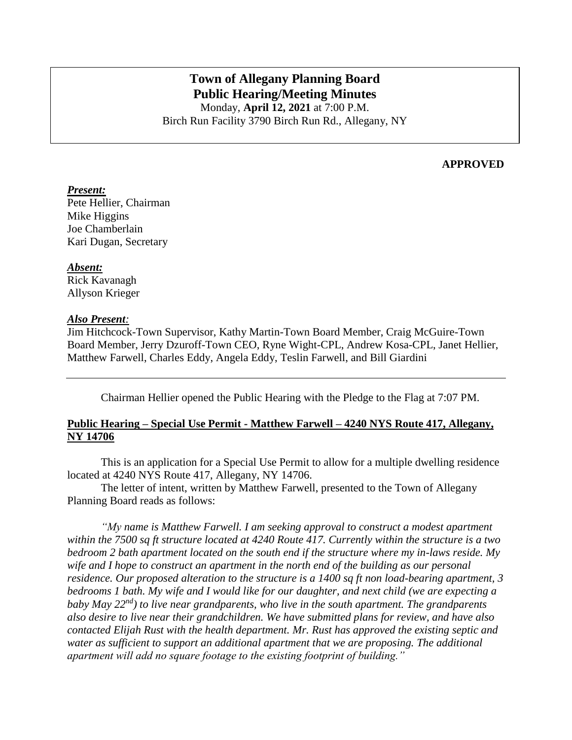# Town of Allegany Planning Board
## Public Hearing/Meeting Minutes

Monday, **April 12, 2021** at 7:00 P.M.
Birch Run Facility 3790 Birch Run Rd., Allegany, NY

**APPROVED**

***Present:***
Pete Hellier, Chairman
Mike Higgins
Joe Chamberlain
Kari Dugan, Secretary

***Absent:***
Rick Kavanagh
Allyson Krieger

***Also Present:***
Jim Hitchcock-Town Supervisor, Kathy Martin-Town Board Member, Craig McGuire-Town Board Member, Jerry Dzuroff-Town CEO, Ryne Wight-CPL, Andrew Kosa-CPL, Janet Hellier, Matthew Farwell, Charles Eddy, Angela Eddy, Teslin Farwell, and Bill Giardini

---

Chairman Hellier opened the Public Hearing with the Pledge to the Flag at 7:07 PM.

**Public Hearing – Special Use Permit - Matthew Farwell – 4240 NYS Route 417, Allegany, NY 14706**

This is an application for a Special Use Permit to allow for a multiple dwelling residence located at 4240 NYS Route 417, Allegany, NY 14706.

The letter of intent, written by Matthew Farwell, presented to the Town of Allegany Planning Board reads as follows:

*"My name is Matthew Farwell. I am seeking approval to construct a modest apartment within the 7500 sq ft structure located at 4240 Route 417. Currently within the structure is a two bedroom 2 bath apartment located on the south end if the structure where my in-laws reside. My wife and I hope to construct an apartment in the north end of the building as our personal residence. Our proposed alteration to the structure is a 1400 sq ft non load-bearing apartment, 3 bedrooms 1 bath. My wife and I would like for our daughter, and next child (we are expecting a baby May 22nd) to live near grandparents, who live in the south apartment. The grandparents also desire to live near their grandchildren. We have submitted plans for review, and have also contacted Elijah Rust with the health department. Mr. Rust has approved the existing septic and water as sufficient to support an additional apartment that we are proposing. The additional apartment will add no square footage to the existing footprint of building."*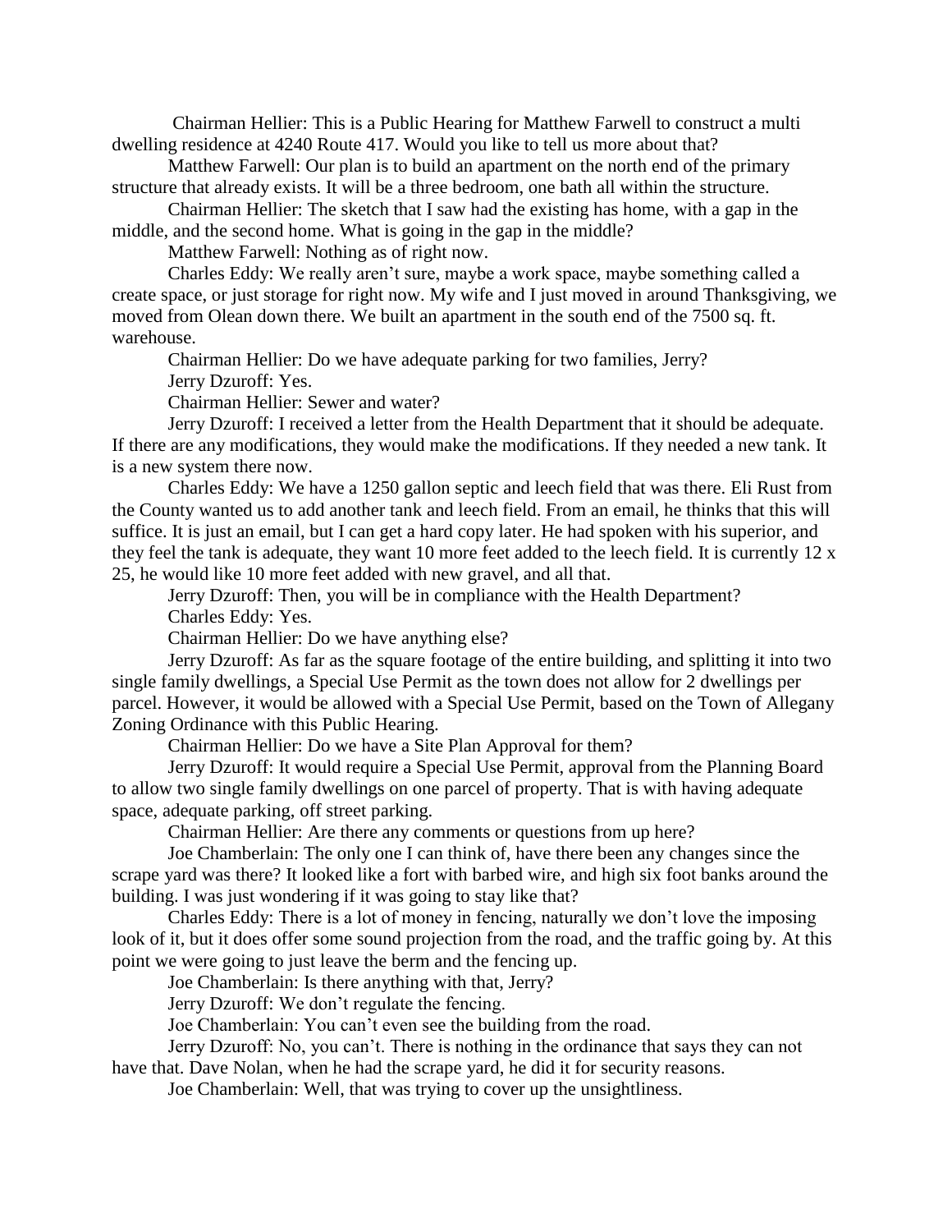Chairman Hellier: This is a Public Hearing for Matthew Farwell to construct a multi dwelling residence at 4240 Route 417. Would you like to tell us more about that?

Matthew Farwell: Our plan is to build an apartment on the north end of the primary structure that already exists. It will be a three bedroom, one bath all within the structure.

Chairman Hellier: The sketch that I saw had the existing has home, with a gap in the middle, and the second home. What is going in the gap in the middle?

Matthew Farwell: Nothing as of right now.

Charles Eddy: We really aren't sure, maybe a work space, maybe something called a create space, or just storage for right now. My wife and I just moved in around Thanksgiving, we moved from Olean down there. We built an apartment in the south end of the 7500 sq. ft. warehouse.

Chairman Hellier: Do we have adequate parking for two families, Jerry?

Jerry Dzuroff: Yes.

Chairman Hellier: Sewer and water?

Jerry Dzuroff: I received a letter from the Health Department that it should be adequate. If there are any modifications, they would make the modifications. If they needed a new tank. It is a new system there now.

Charles Eddy: We have a 1250 gallon septic and leech field that was there. Eli Rust from the County wanted us to add another tank and leech field. From an email, he thinks that this will suffice. It is just an email, but I can get a hard copy later. He had spoken with his superior, and they feel the tank is adequate, they want 10 more feet added to the leech field. It is currently 12 x 25, he would like 10 more feet added with new gravel, and all that.

Jerry Dzuroff: Then, you will be in compliance with the Health Department?

Charles Eddy: Yes.

Chairman Hellier: Do we have anything else?

Jerry Dzuroff: As far as the square footage of the entire building, and splitting it into two single family dwellings, a Special Use Permit as the town does not allow for 2 dwellings per parcel. However, it would be allowed with a Special Use Permit, based on the Town of Allegany Zoning Ordinance with this Public Hearing.

Chairman Hellier: Do we have a Site Plan Approval for them?

Jerry Dzuroff: It would require a Special Use Permit, approval from the Planning Board to allow two single family dwellings on one parcel of property. That is with having adequate space, adequate parking, off street parking.

Chairman Hellier: Are there any comments or questions from up here?

Joe Chamberlain: The only one I can think of, have there been any changes since the scrape yard was there? It looked like a fort with barbed wire, and high six foot banks around the building. I was just wondering if it was going to stay like that?

Charles Eddy: There is a lot of money in fencing, naturally we don't love the imposing look of it, but it does offer some sound projection from the road, and the traffic going by. At this point we were going to just leave the berm and the fencing up.

Joe Chamberlain: Is there anything with that, Jerry?

Jerry Dzuroff: We don't regulate the fencing.

Joe Chamberlain: You can't even see the building from the road.

Jerry Dzuroff: No, you can't. There is nothing in the ordinance that says they can not have that. Dave Nolan, when he had the scrape yard, he did it for security reasons.

Joe Chamberlain: Well, that was trying to cover up the unsightliness.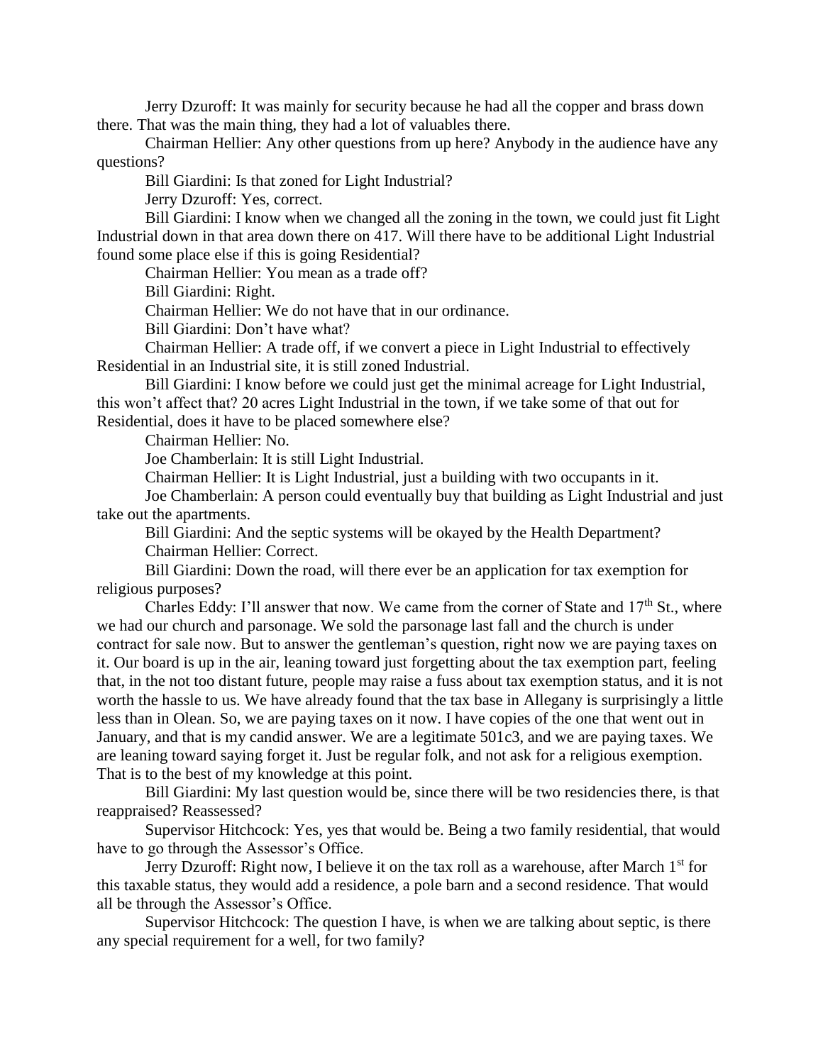Jerry Dzuroff: It was mainly for security because he had all the copper and brass down there. That was the main thing, they had a lot of valuables there.

Chairman Hellier: Any other questions from up here? Anybody in the audience have any questions?

Bill Giardini: Is that zoned for Light Industrial?

Jerry Dzuroff: Yes, correct.

Bill Giardini: I know when we changed all the zoning in the town, we could just fit Light Industrial down in that area down there on 417. Will there have to be additional Light Industrial found some place else if this is going Residential?

Chairman Hellier: You mean as a trade off?

Bill Giardini: Right.

Chairman Hellier: We do not have that in our ordinance.

Bill Giardini: Don't have what?

Chairman Hellier: A trade off, if we convert a piece in Light Industrial to effectively Residential in an Industrial site, it is still zoned Industrial.

Bill Giardini: I know before we could just get the minimal acreage for Light Industrial, this won't affect that? 20 acres Light Industrial in the town, if we take some of that out for Residential, does it have to be placed somewhere else?

Chairman Hellier: No.

Joe Chamberlain: It is still Light Industrial.

Chairman Hellier: It is Light Industrial, just a building with two occupants in it.

Joe Chamberlain: A person could eventually buy that building as Light Industrial and just take out the apartments.

Bill Giardini: And the septic systems will be okayed by the Health Department?

Chairman Hellier: Correct.

Bill Giardini: Down the road, will there ever be an application for tax exemption for religious purposes?

Charles Eddy: I'll answer that now. We came from the corner of State and 17th St., where we had our church and parsonage. We sold the parsonage last fall and the church is under contract for sale now. But to answer the gentleman's question, right now we are paying taxes on it. Our board is up in the air, leaning toward just forgetting about the tax exemption part, feeling that, in the not too distant future, people may raise a fuss about tax exemption status, and it is not worth the hassle to us. We have already found that the tax base in Allegany is surprisingly a little less than in Olean. So, we are paying taxes on it now. I have copies of the one that went out in January, and that is my candid answer. We are a legitimate 501c3, and we are paying taxes. We are leaning toward saying forget it. Just be regular folk, and not ask for a religious exemption. That is to the best of my knowledge at this point.

Bill Giardini: My last question would be, since there will be two residencies there, is that reappraised? Reassessed?

Supervisor Hitchcock: Yes, yes that would be. Being a two family residential, that would have to go through the Assessor's Office.

Jerry Dzuroff: Right now, I believe it on the tax roll as a warehouse, after March 1st for this taxable status, they would add a residence, a pole barn and a second residence. That would all be through the Assessor's Office.

Supervisor Hitchcock: The question I have, is when we are talking about septic, is there any special requirement for a well, for two family?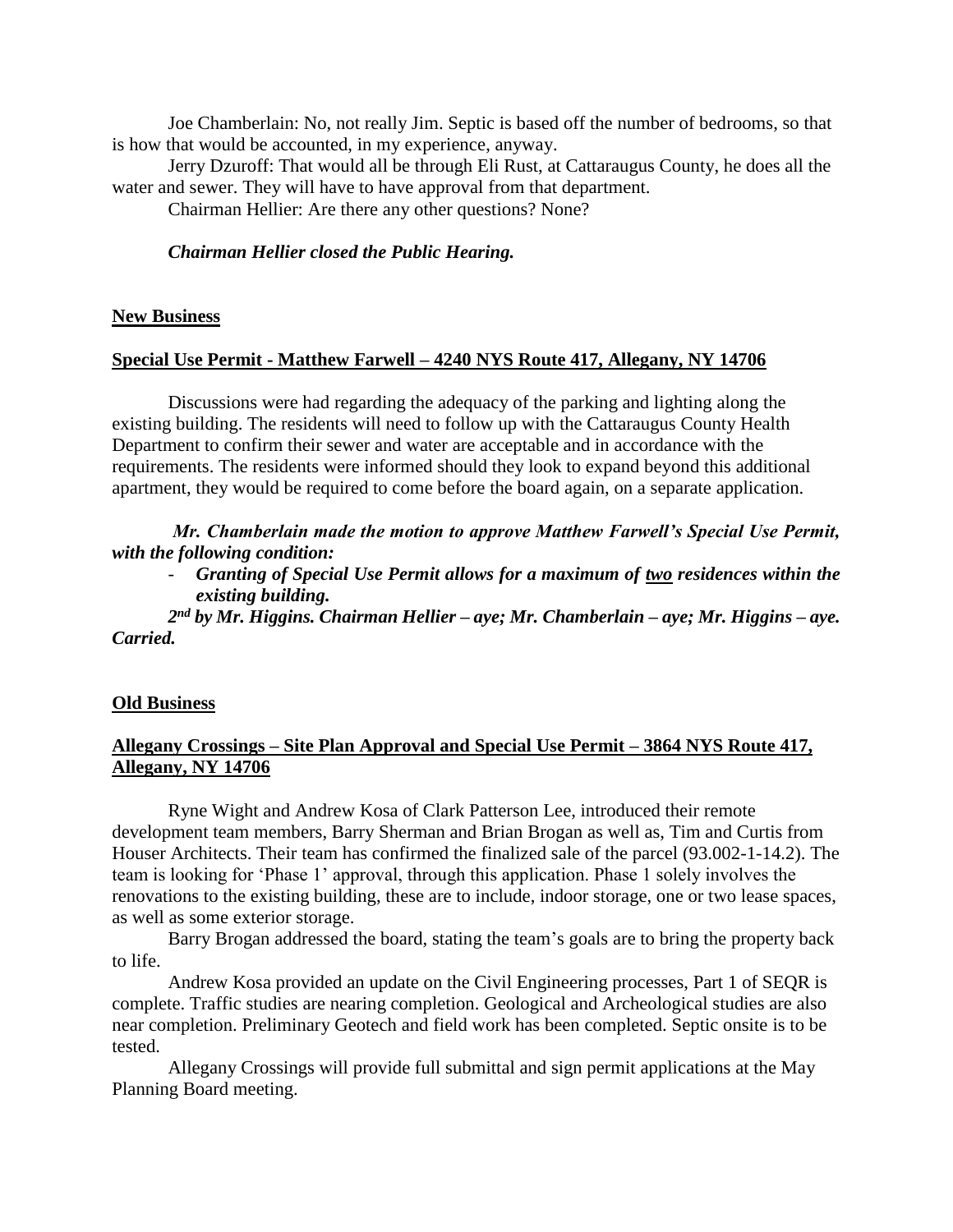Joe Chamberlain: No, not really Jim. Septic is based off the number of bedrooms, so that is how that would be accounted, in my experience, anyway.

Jerry Dzuroff: That would all be through Eli Rust, at Cattaraugus County, he does all the water and sewer. They will have to have approval from that department.

Chairman Hellier: Are there any other questions? None?

***Chairman Hellier closed the Public Hearing.***

**New Business**

**Special Use Permit - Matthew Farwell – 4240 NYS Route 417, Allegany, NY 14706**

Discussions were had regarding the adequacy of the parking and lighting along the existing building. The residents will need to follow up with the Cattaraugus County Health Department to confirm their sewer and water are acceptable and in accordance with the requirements. The residents were informed should they look to expand beyond this additional apartment, they would be required to come before the board again, on a separate application.

***Mr. Chamberlain made the motion to approve Matthew Farwell's Special Use Permit, with the following condition:***

- ***Granting of Special Use Permit allows for a maximum of two residences within the existing building.***

***2nd by Mr. Higgins. Chairman Hellier – aye; Mr. Chamberlain – aye; Mr. Higgins – aye. Carried.***

**Old Business**

**Allegany Crossings – Site Plan Approval and Special Use Permit – 3864 NYS Route 417, Allegany, NY 14706**

Ryne Wight and Andrew Kosa of Clark Patterson Lee, introduced their remote development team members, Barry Sherman and Brian Brogan as well as, Tim and Curtis from Houser Architects. Their team has confirmed the finalized sale of the parcel (93.002-1-14.2). The team is looking for 'Phase 1' approval, through this application. Phase 1 solely involves the renovations to the existing building, these are to include, indoor storage, one or two lease spaces, as well as some exterior storage.

Barry Brogan addressed the board, stating the team's goals are to bring the property back to life.

Andrew Kosa provided an update on the Civil Engineering processes, Part 1 of SEQR is complete. Traffic studies are nearing completion. Geological and Archeological studies are also near completion. Preliminary Geotech and field work has been completed. Septic onsite is to be tested.

Allegany Crossings will provide full submittal and sign permit applications at the May Planning Board meeting.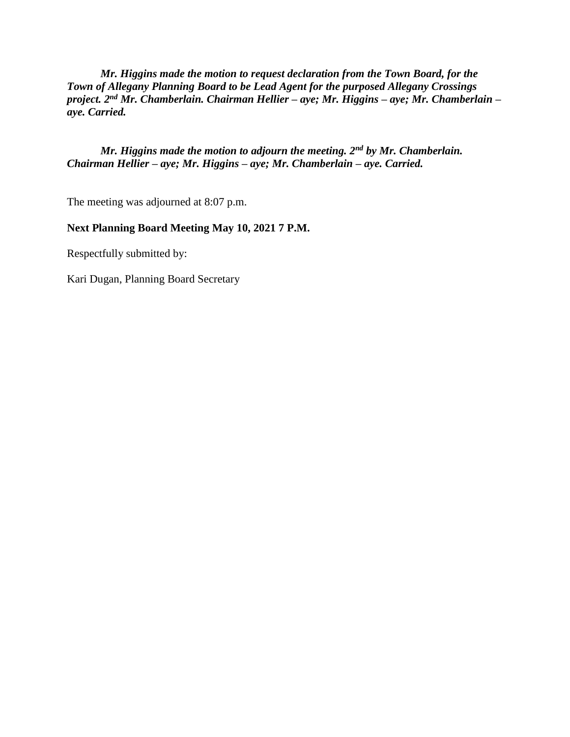***Mr. Higgins made the motion to request declaration from the Town Board, for the Town of Allegany Planning Board to be Lead Agent for the purposed Allegany Crossings project. 2nd Mr. Chamberlain. Chairman Hellier – aye; Mr. Higgins – aye; Mr. Chamberlain – aye. Carried.***

***Mr. Higgins made the motion to adjourn the meeting. 2nd by Mr. Chamberlain. Chairman Hellier – aye; Mr. Higgins – aye; Mr. Chamberlain – aye. Carried.***

The meeting was adjourned at 8:07 p.m.

**Next Planning Board Meeting May 10, 2021 7 P.M.**

Respectfully submitted by:

Kari Dugan, Planning Board Secretary